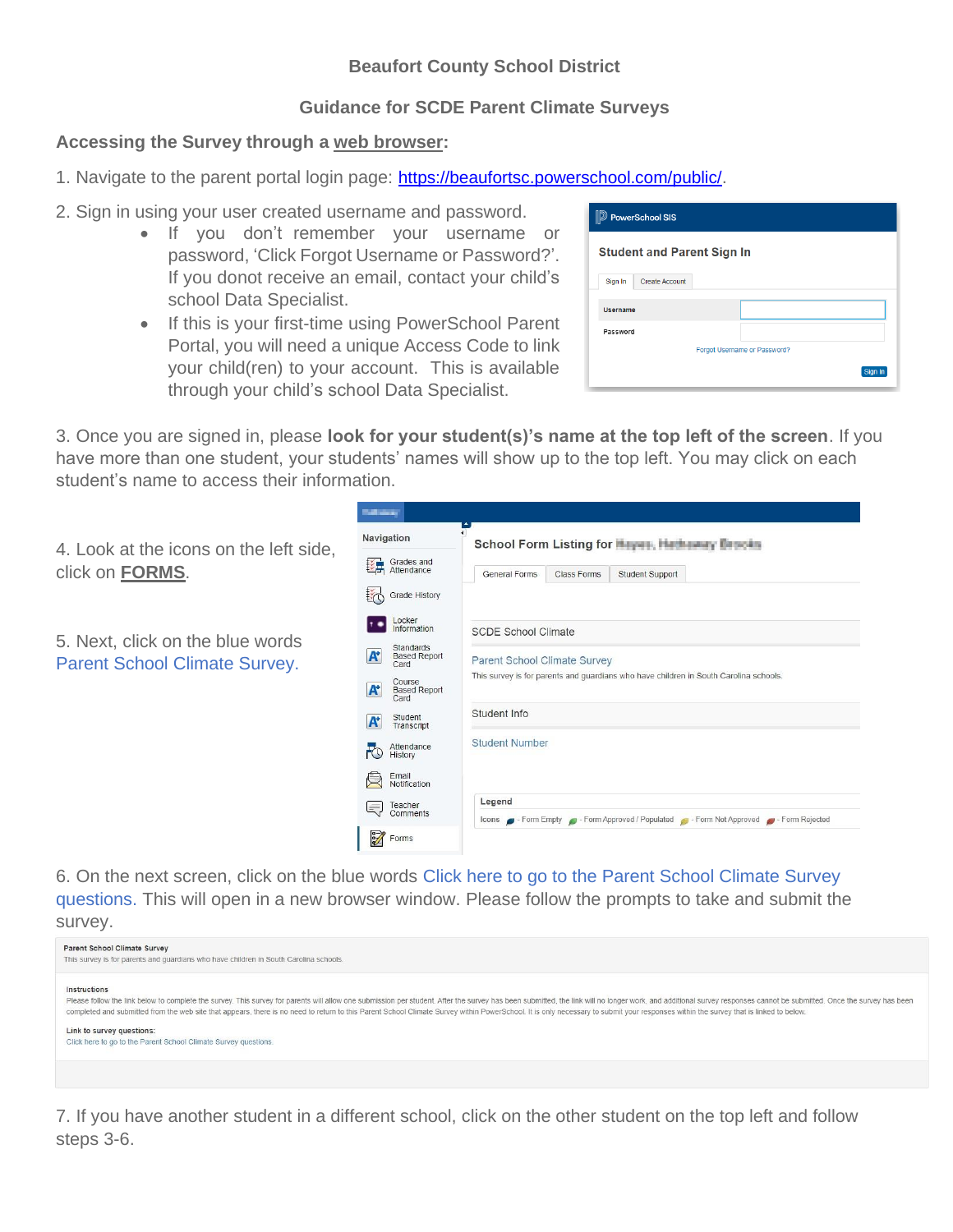# Beaufort County School District

## Guidance for SCDE Parent Climate Surveys

### Accessing the Survey through a web browser:

1. Navigate to the parent portal login page: https://beaufortsc.powerschool.com/public/.

2. Sign in using your user created username and password.
   - If you don't remember your username or password, 'Click Forgot Username or Password?'. If you donot receive an email, contact your child's school Data Specialist.
   - If this is your first-time using PowerSchool Parent Portal, you will need a unique Access Code to link your child(ren) to your account. This is available through your child's school Data Specialist.

3. Once you are signed in, please **look for your student(s)'s name at the top left of the screen**. If you have more than one student, your students' names will show up to the top left. You may click on each student's name to access their information.

4. Look at the icons on the left side, click on **FORMS**.

5. Next, click on the blue words Parent School Climate Survey.

6. On the next screen, click on the blue words Click here to go to the Parent School Climate Survey questions. This will open in a new browser window. Please follow the prompts to take and submit the survey.

7. If you have another student in a different school, click on the other student on the top left and follow steps 3-6.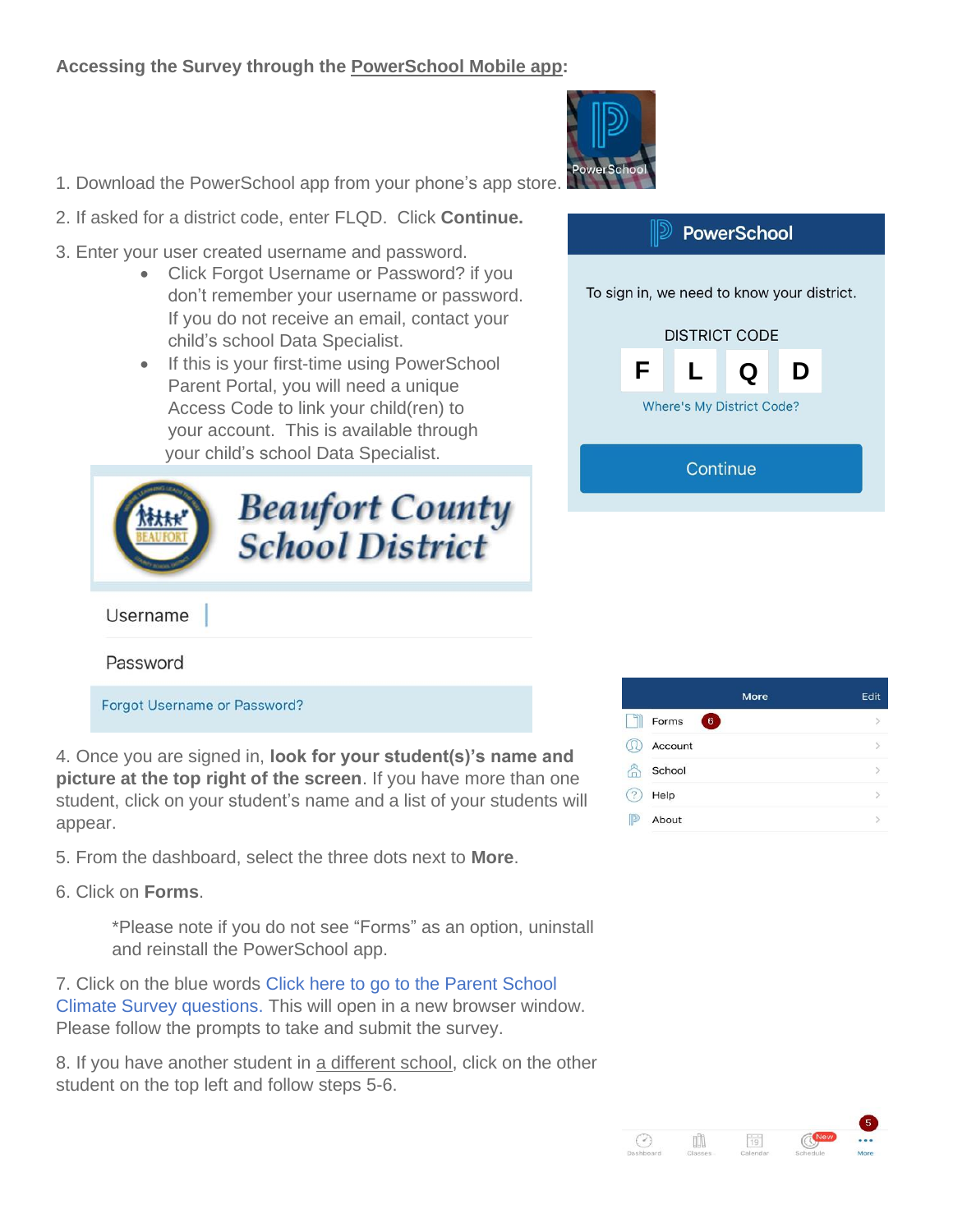**Accessing the Survey through the PowerSchool Mobile app:**

1. Download the PowerSchool app from your phone's app store.

2. If asked for a district code, enter FLQD. Click **Continue.**

3. Enter your user created username and password.
   - Click Forgot Username or Password? if you don't remember your username or password. If you do not receive an email, contact your child's school Data Specialist.
   - If this is your first-time using PowerSchool Parent Portal, you will need a unique Access Code to link your child(ren) to your account. This is available through your child's school Data Specialist.

4. Once you are signed in, **look for your student(s)'s name and picture at the top right of the screen**. If you have more than one student, click on your student's name and a list of your students will appear.

5. From the dashboard, select the three dots next to **More**.

6. Click on **Forms**.

   *Please note if you do not see "Forms" as an option, uninstall and reinstall the PowerSchool app.

7. Click on the blue words Click here to go to the Parent School Climate Survey questions. This will open in a new browser window. Please follow the prompts to take and submit the survey.

8. If you have another student in a different school, click on the other student on the top left and follow steps 5-6.